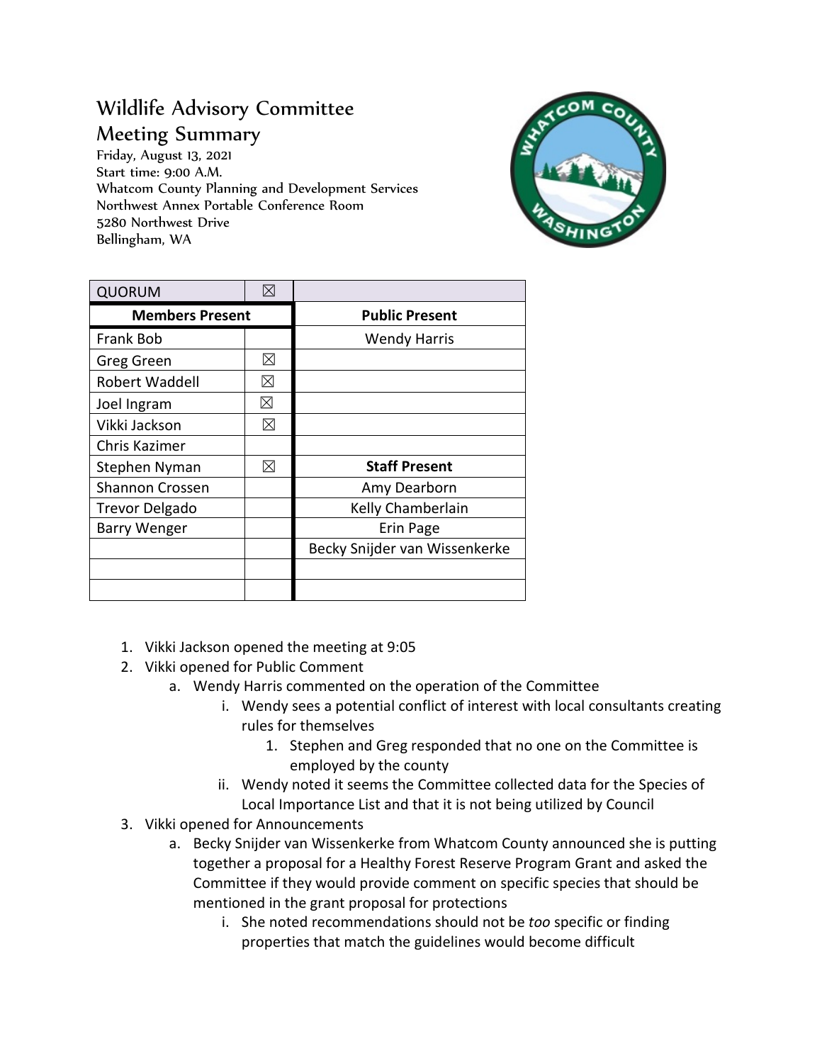# Wildlife Advisory Committee
## Meeting Summary

Friday, August 13, 2021
Start time: 9:00 A.M.
Whatcom County Planning and Development Services
Northwest Annex Portable Conference Room
5280 Northwest Drive
Bellingham, WA

| QUORUM | ☒ | |
|---|---|---|
| **Members Present** | | **Public Present** |
| Frank Bob | | Wendy Harris |
| Greg Green | ☒ | |
| Robert Waddell | ☒ | |
| Joel Ingram | ☒ | |
| Vikki Jackson | ☒ | |
| Chris Kazimer | | |
| Stephen Nyman | ☒ | **Staff Present** |
| Shannon Crossen | | Amy Dearborn |
| Trevor Delgado | | Kelly Chamberlain |
| Barry Wenger | | Erin Page |
| | | Becky Snijder van Wissenkerke |
| | | |
| | | |

1. Vikki Jackson opened the meeting at 9:05
2. Vikki opened for Public Comment
   a. Wendy Harris commented on the operation of the Committee
      i. Wendy sees a potential conflict of interest with local consultants creating rules for themselves
         1. Stephen and Greg responded that no one on the Committee is employed by the county
      ii. Wendy noted it seems the Committee collected data for the Species of Local Importance List and that it is not being utilized by Council
3. Vikki opened for Announcements
   a. Becky Snijder van Wissenkerke from Whatcom County announced she is putting together a proposal for a Healthy Forest Reserve Program Grant and asked the Committee if they would provide comment on specific species that should be mentioned in the grant proposal for protections
      i. She noted recommendations should not be *too* specific or finding properties that match the guidelines would become difficult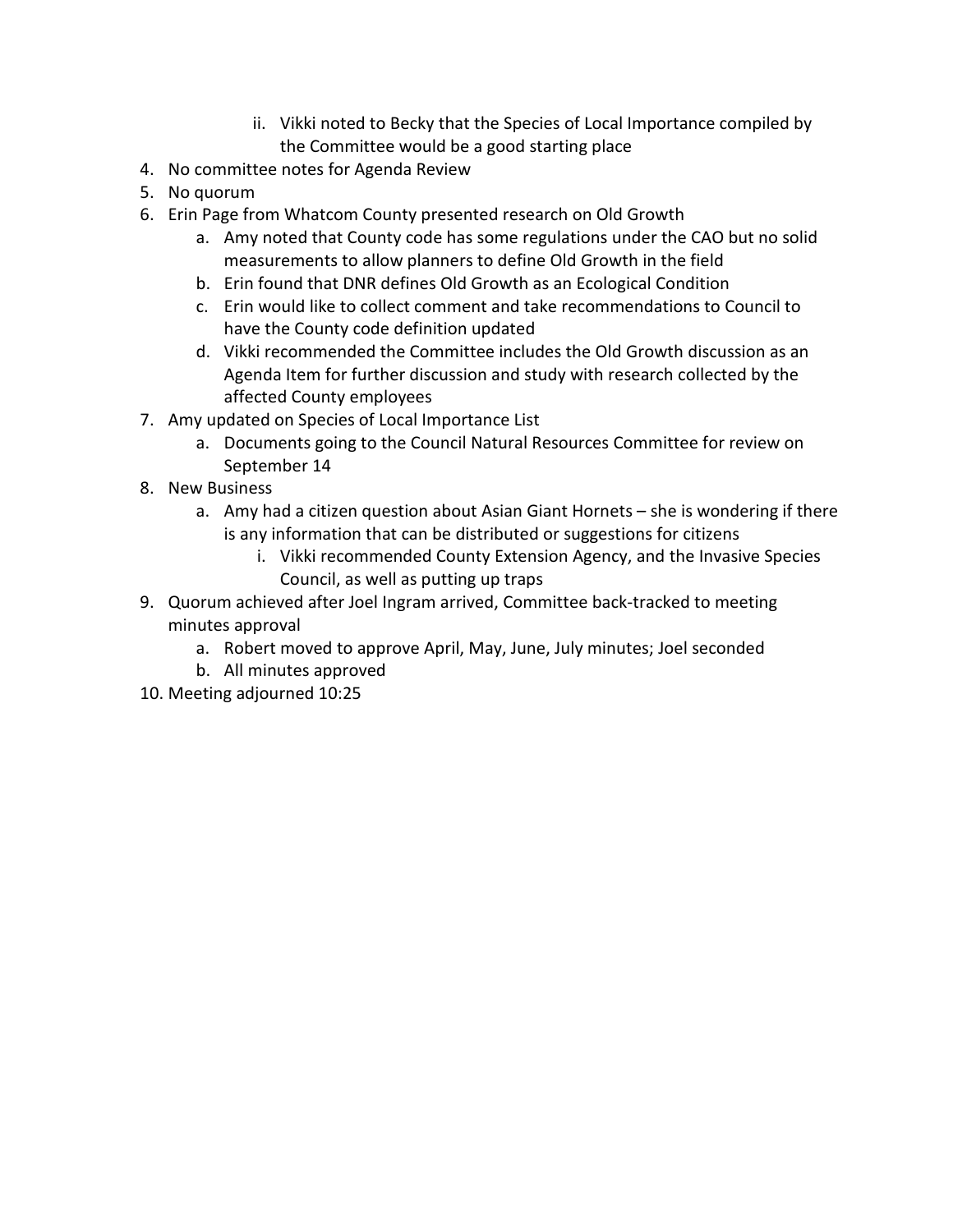ii. Vikki noted to Becky that the Species of Local Importance compiled by the Committee would be a good starting place

4. No committee notes for Agenda Review
5. No quorum
6. Erin Page from Whatcom County presented research on Old Growth
    a. Amy noted that County code has some regulations under the CAO but no solid measurements to allow planners to define Old Growth in the field
    b. Erin found that DNR defines Old Growth as an Ecological Condition
    c. Erin would like to collect comment and take recommendations to Council to have the County code definition updated
    d. Vikki recommended the Committee includes the Old Growth discussion as an Agenda Item for further discussion and study with research collected by the affected County employees
7. Amy updated on Species of Local Importance List
    a. Documents going to the Council Natural Resources Committee for review on September 14
8. New Business
    a. Amy had a citizen question about Asian Giant Hornets – she is wondering if there is any information that can be distributed or suggestions for citizens
        i. Vikki recommended County Extension Agency, and the Invasive Species Council, as well as putting up traps
9. Quorum achieved after Joel Ingram arrived, Committee back-tracked to meeting minutes approval
    a. Robert moved to approve April, May, June, July minutes; Joel seconded
    b. All minutes approved
10. Meeting adjourned 10:25